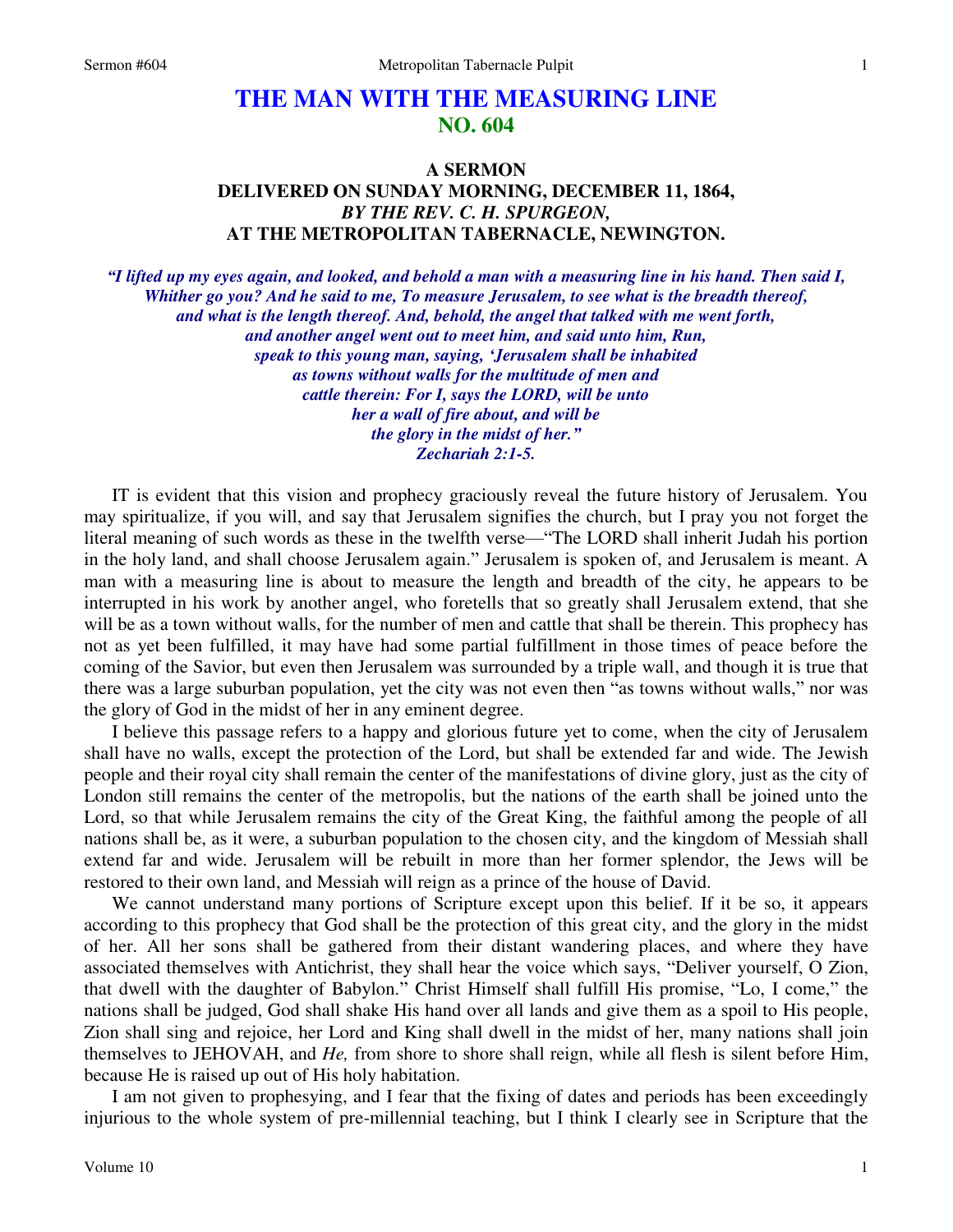# THE MAN WITH THE MEASURING LINE
## NO. 604

### A SERMON
### DELIVERED ON SUNDAY MORNING, DECEMBER 11, 1864,
### *BY THE REV. C. H. SPURGEON,*
### AT THE METROPOLITAN TABERNACLE, NEWINGTON.

***"I lifted up my eyes again, and looked, and behold a man with a measuring line in his hand. Then said I, Whither go you? And he said to me, To measure Jerusalem, to see what is the breadth thereof, and what is the length thereof. And, behold, the angel that talked with me went forth, and another angel went out to meet him, and said unto him, Run, speak to this young man, saying, 'Jerusalem shall be inhabited as towns without walls for the multitude of men and cattle therein: For I, says the LORD, will be unto her a wall of fire about, and will be the glory in the midst of her."***
***Zechariah 2:1-5.***

IT is evident that this vision and prophecy graciously reveal the future history of Jerusalem. You may spiritualize, if you will, and say that Jerusalem signifies the church, but I pray you not forget the literal meaning of such words as these in the twelfth verse—"The LORD shall inherit Judah his portion in the holy land, and shall choose Jerusalem again." Jerusalem is spoken of, and Jerusalem is meant. A man with a measuring line is about to measure the length and breadth of the city, he appears to be interrupted in his work by another angel, who foretells that so greatly shall Jerusalem extend, that she will be as a town without walls, for the number of men and cattle that shall be therein. This prophecy has not as yet been fulfilled, it may have had some partial fulfillment in those times of peace before the coming of the Savior, but even then Jerusalem was surrounded by a triple wall, and though it is true that there was a large suburban population, yet the city was not even then "as towns without walls," nor was the glory of God in the midst of her in any eminent degree.

I believe this passage refers to a happy and glorious future yet to come, when the city of Jerusalem shall have no walls, except the protection of the Lord, but shall be extended far and wide. The Jewish people and their royal city shall remain the center of the manifestations of divine glory, just as the city of London still remains the center of the metropolis, but the nations of the earth shall be joined unto the Lord, so that while Jerusalem remains the city of the Great King, the faithful among the people of all nations shall be, as it were, a suburban population to the chosen city, and the kingdom of Messiah shall extend far and wide. Jerusalem will be rebuilt in more than her former splendor, the Jews will be restored to their own land, and Messiah will reign as a prince of the house of David.

We cannot understand many portions of Scripture except upon this belief. If it be so, it appears according to this prophecy that God shall be the protection of this great city, and the glory in the midst of her. All her sons shall be gathered from their distant wandering places, and where they have associated themselves with Antichrist, they shall hear the voice which says, "Deliver yourself, O Zion, that dwell with the daughter of Babylon." Christ Himself shall fulfill His promise, "Lo, I come," the nations shall be judged, God shall shake His hand over all lands and give them as a spoil to His people, Zion shall sing and rejoice, her Lord and King shall dwell in the midst of her, many nations shall join themselves to JEHOVAH, and *He,* from shore to shore shall reign, while all flesh is silent before Him, because He is raised up out of His holy habitation.

I am not given to prophesying, and I fear that the fixing of dates and periods has been exceedingly injurious to the whole system of pre-millennial teaching, but I think I clearly see in Scripture that the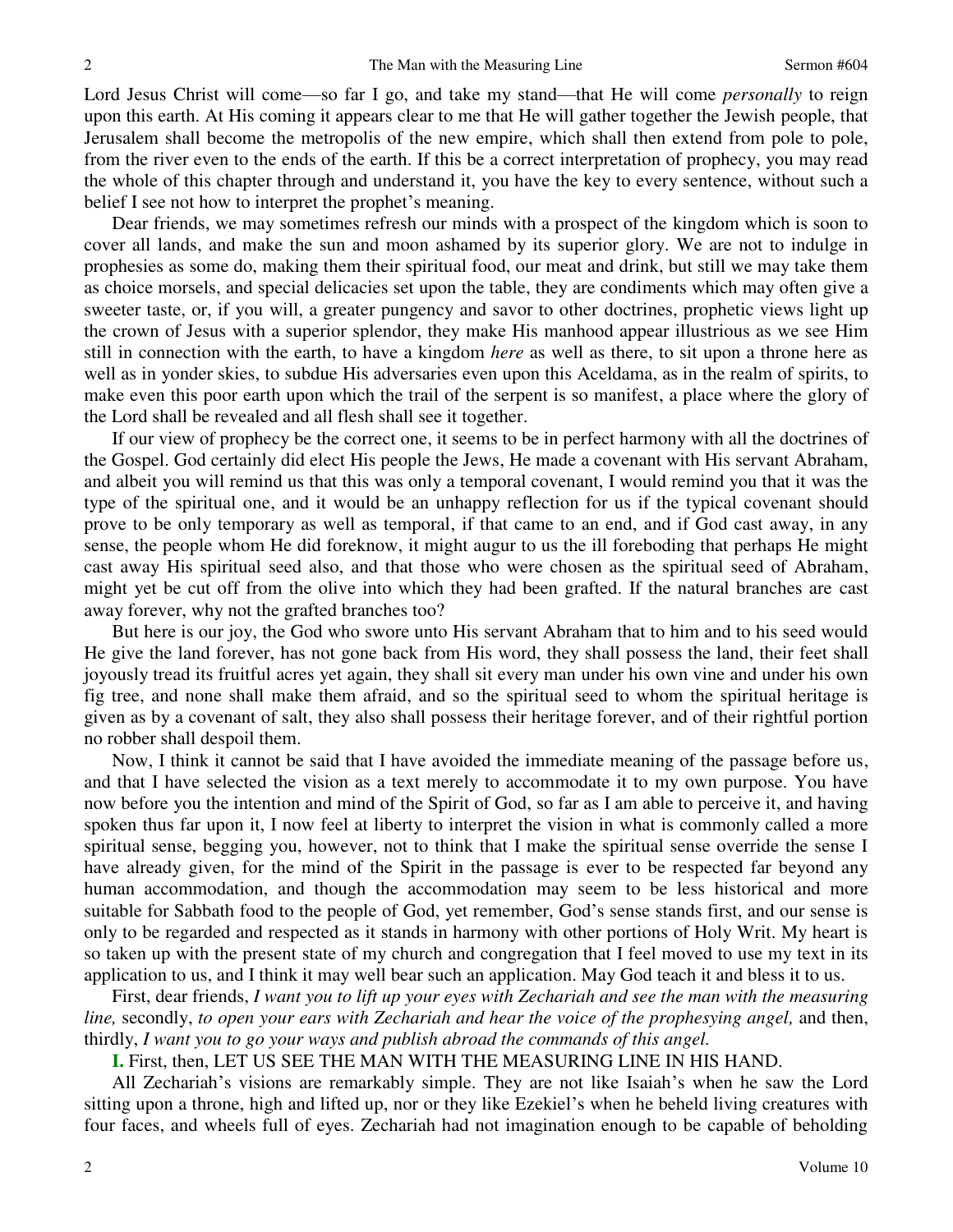Lord Jesus Christ will come—so far I go, and take my stand—that He will come *personally* to reign upon this earth. At His coming it appears clear to me that He will gather together the Jewish people, that Jerusalem shall become the metropolis of the new empire, which shall then extend from pole to pole, from the river even to the ends of the earth. If this be a correct interpretation of prophecy, you may read the whole of this chapter through and understand it, you have the key to every sentence, without such a belief I see not how to interpret the prophet's meaning.

Dear friends, we may sometimes refresh our minds with a prospect of the kingdom which is soon to cover all lands, and make the sun and moon ashamed by its superior glory. We are not to indulge in prophesies as some do, making them their spiritual food, our meat and drink, but still we may take them as choice morsels, and special delicacies set upon the table, they are condiments which may often give a sweeter taste, or, if you will, a greater pungency and savor to other doctrines, prophetic views light up the crown of Jesus with a superior splendor, they make His manhood appear illustrious as we see Him still in connection with the earth, to have a kingdom *here* as well as there, to sit upon a throne here as well as in yonder skies, to subdue His adversaries even upon this Aceldama, as in the realm of spirits, to make even this poor earth upon which the trail of the serpent is so manifest, a place where the glory of the Lord shall be revealed and all flesh shall see it together.

If our view of prophecy be the correct one, it seems to be in perfect harmony with all the doctrines of the Gospel. God certainly did elect His people the Jews, He made a covenant with His servant Abraham, and albeit you will remind us that this was only a temporal covenant, I would remind you that it was the type of the spiritual one, and it would be an unhappy reflection for us if the typical covenant should prove to be only temporary as well as temporal, if that came to an end, and if God cast away, in any sense, the people whom He did foreknow, it might augur to us the ill foreboding that perhaps He might cast away His spiritual seed also, and that those who were chosen as the spiritual seed of Abraham, might yet be cut off from the olive into which they had been grafted. If the natural branches are cast away forever, why not the grafted branches too?

But here is our joy, the God who swore unto His servant Abraham that to him and to his seed would He give the land forever, has not gone back from His word, they shall possess the land, their feet shall joyously tread its fruitful acres yet again, they shall sit every man under his own vine and under his own fig tree, and none shall make them afraid, and so the spiritual seed to whom the spiritual heritage is given as by a covenant of salt, they also shall possess their heritage forever, and of their rightful portion no robber shall despoil them.

Now, I think it cannot be said that I have avoided the immediate meaning of the passage before us, and that I have selected the vision as a text merely to accommodate it to my own purpose. You have now before you the intention and mind of the Spirit of God, so far as I am able to perceive it, and having spoken thus far upon it, I now feel at liberty to interpret the vision in what is commonly called a more spiritual sense, begging you, however, not to think that I make the spiritual sense override the sense I have already given, for the mind of the Spirit in the passage is ever to be respected far beyond any human accommodation, and though the accommodation may seem to be less historical and more suitable for Sabbath food to the people of God, yet remember, God's sense stands first, and our sense is only to be regarded and respected as it stands in harmony with other portions of Holy Writ. My heart is so taken up with the present state of my church and congregation that I feel moved to use my text in its application to us, and I think it may well bear such an application. May God teach it and bless it to us.

First, dear friends, *I want you to lift up your eyes with Zechariah and see the man with the measuring line,* secondly, *to open your ears with Zechariah and hear the voice of the prophesying angel,* and then, thirdly, *I want you to go your ways and publish abroad the commands of this angel.*

**I.** First, then, LET US SEE THE MAN WITH THE MEASURING LINE IN HIS HAND.

All Zechariah's visions are remarkably simple. They are not like Isaiah's when he saw the Lord sitting upon a throne, high and lifted up, nor or they like Ezekiel's when he beheld living creatures with four faces, and wheels full of eyes. Zechariah had not imagination enough to be capable of beholding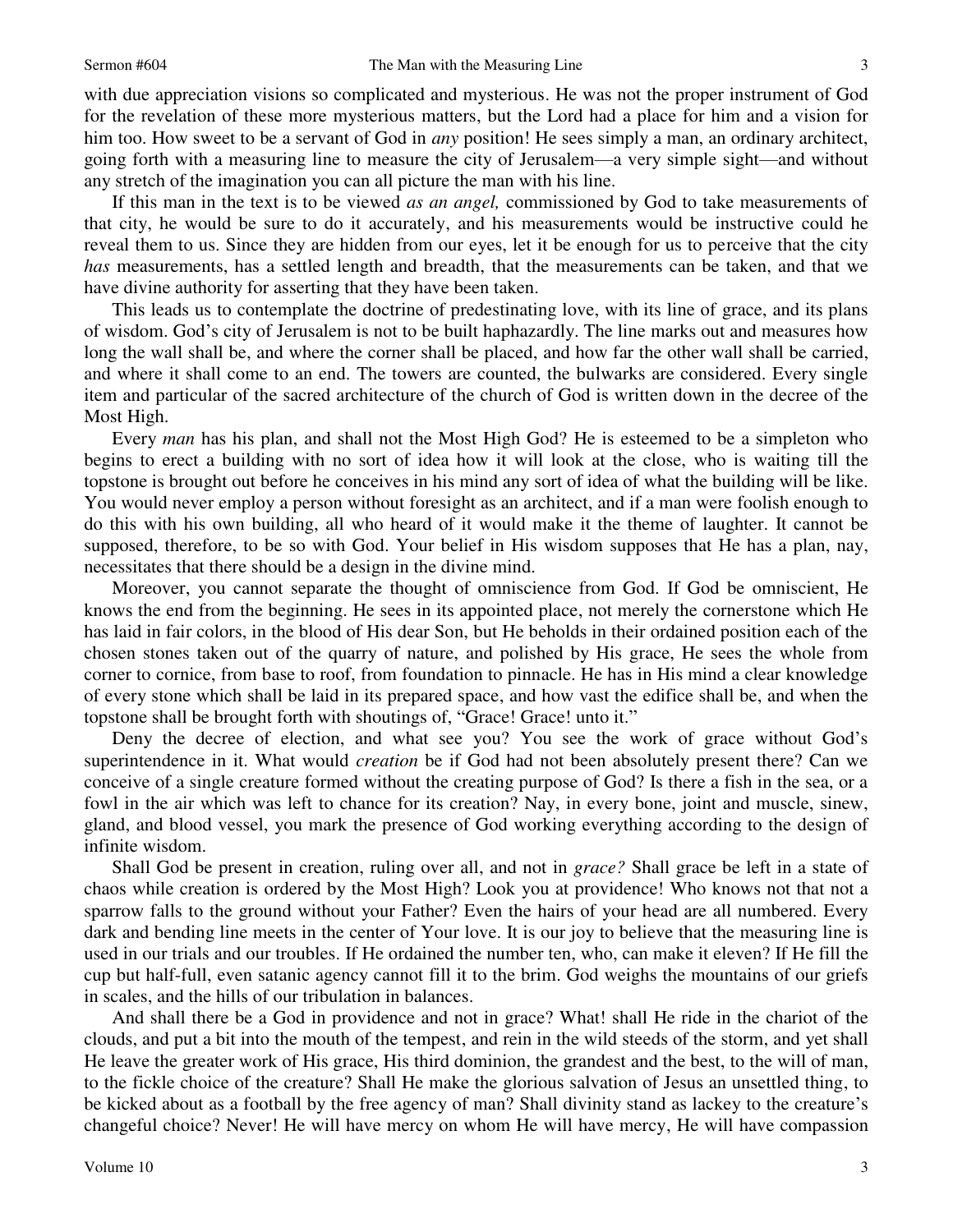with due appreciation visions so complicated and mysterious. He was not the proper instrument of God for the revelation of these more mysterious matters, but the Lord had a place for him and a vision for him too. How sweet to be a servant of God in *any* position! He sees simply a man, an ordinary architect, going forth with a measuring line to measure the city of Jerusalem—a very simple sight—and without any stretch of the imagination you can all picture the man with his line.

If this man in the text is to be viewed *as an angel,* commissioned by God to take measurements of that city, he would be sure to do it accurately, and his measurements would be instructive could he reveal them to us. Since they are hidden from our eyes, let it be enough for us to perceive that the city *has* measurements, has a settled length and breadth, that the measurements can be taken, and that we have divine authority for asserting that they have been taken.

This leads us to contemplate the doctrine of predestinating love, with its line of grace, and its plans of wisdom. God's city of Jerusalem is not to be built haphazardly. The line marks out and measures how long the wall shall be, and where the corner shall be placed, and how far the other wall shall be carried, and where it shall come to an end. The towers are counted, the bulwarks are considered. Every single item and particular of the sacred architecture of the church of God is written down in the decree of the Most High.

Every *man* has his plan, and shall not the Most High God? He is esteemed to be a simpleton who begins to erect a building with no sort of idea how it will look at the close, who is waiting till the topstone is brought out before he conceives in his mind any sort of idea of what the building will be like. You would never employ a person without foresight as an architect, and if a man were foolish enough to do this with his own building, all who heard of it would make it the theme of laughter. It cannot be supposed, therefore, to be so with God. Your belief in His wisdom supposes that He has a plan, nay, necessitates that there should be a design in the divine mind.

Moreover, you cannot separate the thought of omniscience from God. If God be omniscient, He knows the end from the beginning. He sees in its appointed place, not merely the cornerstone which He has laid in fair colors, in the blood of His dear Son, but He beholds in their ordained position each of the chosen stones taken out of the quarry of nature, and polished by His grace, He sees the whole from corner to cornice, from base to roof, from foundation to pinnacle. He has in His mind a clear knowledge of every stone which shall be laid in its prepared space, and how vast the edifice shall be, and when the topstone shall be brought forth with shoutings of, "Grace! Grace! unto it."

Deny the decree of election, and what see you? You see the work of grace without God's superintendence in it. What would *creation* be if God had not been absolutely present there? Can we conceive of a single creature formed without the creating purpose of God? Is there a fish in the sea, or a fowl in the air which was left to chance for its creation? Nay, in every bone, joint and muscle, sinew, gland, and blood vessel, you mark the presence of God working everything according to the design of infinite wisdom.

Shall God be present in creation, ruling over all, and not in *grace?* Shall grace be left in a state of chaos while creation is ordered by the Most High? Look you at providence! Who knows not that not a sparrow falls to the ground without your Father? Even the hairs of your head are all numbered. Every dark and bending line meets in the center of Your love. It is our joy to believe that the measuring line is used in our trials and our troubles. If He ordained the number ten, who, can make it eleven? If He fill the cup but half-full, even satanic agency cannot fill it to the brim. God weighs the mountains of our griefs in scales, and the hills of our tribulation in balances.

And shall there be a God in providence and not in grace? What! shall He ride in the chariot of the clouds, and put a bit into the mouth of the tempest, and rein in the wild steeds of the storm, and yet shall He leave the greater work of His grace, His third dominion, the grandest and the best, to the will of man, to the fickle choice of the creature? Shall He make the glorious salvation of Jesus an unsettled thing, to be kicked about as a football by the free agency of man? Shall divinity stand as lackey to the creature's changeful choice? Never! He will have mercy on whom He will have mercy, He will have compassion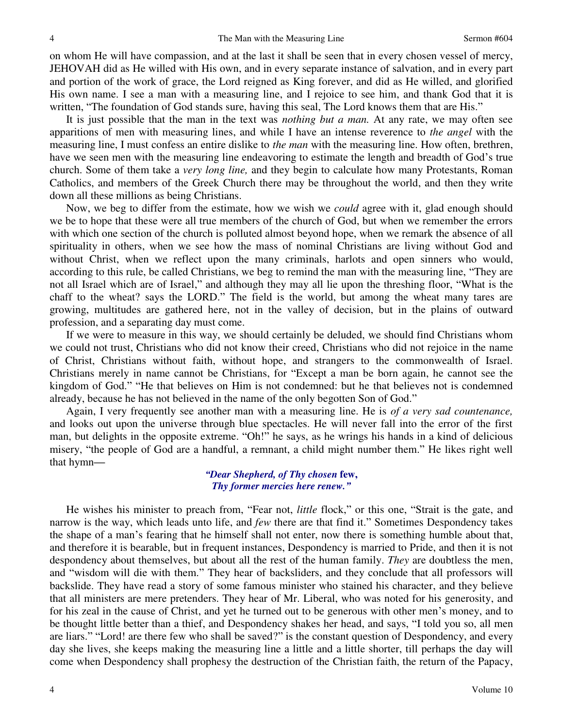on whom He will have compassion, and at the last it shall be seen that in every chosen vessel of mercy, JEHOVAH did as He willed with His own, and in every separate instance of salvation, and in every part and portion of the work of grace, the Lord reigned as King forever, and did as He willed, and glorified His own name. I see a man with a measuring line, and I rejoice to see him, and thank God that it is written, "The foundation of God stands sure, having this seal, The Lord knows them that are His."

It is just possible that the man in the text was *nothing but a man.* At any rate, we may often see apparitions of men with measuring lines, and while I have an intense reverence to *the angel* with the measuring line, I must confess an entire dislike to *the man* with the measuring line. How often, brethren, have we seen men with the measuring line endeavoring to estimate the length and breadth of God's true church. Some of them take a *very long line,* and they begin to calculate how many Protestants, Roman Catholics, and members of the Greek Church there may be throughout the world, and then they write down all these millions as being Christians.

Now, we beg to differ from the estimate, how we wish we *could* agree with it, glad enough should we be to hope that these were all true members of the church of God, but when we remember the errors with which one section of the church is polluted almost beyond hope, when we remark the absence of all spirituality in others, when we see how the mass of nominal Christians are living without God and without Christ, when we reflect upon the many criminals, harlots and open sinners who would, according to this rule, be called Christians, we beg to remind the man with the measuring line, "They are not all Israel which are of Israel," and although they may all lie upon the threshing floor, "What is the chaff to the wheat? says the LORD." The field is the world, but among the wheat many tares are growing, multitudes are gathered here, not in the valley of decision, but in the plains of outward profession, and a separating day must come.

If we were to measure in this way, we should certainly be deluded, we should find Christians whom we could not trust, Christians who did not know their creed, Christians who did not rejoice in the name of Christ, Christians without faith, without hope, and strangers to the commonwealth of Israel. Christians merely in name cannot be Christians, for "Except a man be born again, he cannot see the kingdom of God." "He that believes on Him is not condemned: but he that believes not is condemned already, because he has not believed in the name of the only begotten Son of God."

Again, I very frequently see another man with a measuring line. He is *of a very sad countenance,* and looks out upon the universe through blue spectacles. He will never fall into the error of the first man, but delights in the opposite extreme. "Oh!" he says, as he wrings his hands in a kind of delicious misery, "the people of God are a handful, a remnant, a child might number them." He likes right well that hymn—

*"Dear Shepherd, of Thy chosen* **few,**
*Thy former mercies here renew."*

He wishes his minister to preach from, "Fear not, *little* flock," or this one, "Strait is the gate, and narrow is the way, which leads unto life, and *few* there are that find it." Sometimes Despondency takes the shape of a man's fearing that he himself shall not enter, now there is something humble about that, and therefore it is bearable, but in frequent instances, Despondency is married to Pride, and then it is not despondency about themselves, but about all the rest of the human family. *They* are doubtless the men, and "wisdom will die with them." They hear of backsliders, and they conclude that all professors will backslide. They have read a story of some famous minister who stained his character, and they believe that all ministers are mere pretenders. They hear of Mr. Liberal, who was noted for his generosity, and for his zeal in the cause of Christ, and yet he turned out to be generous with other men's money, and to be thought little better than a thief, and Despondency shakes her head, and says, "I told you so, all men are liars." "Lord! are there few who shall be saved?" is the constant question of Despondency, and every day she lives, she keeps making the measuring line a little and a little shorter, till perhaps the day will come when Despondency shall prophesy the destruction of the Christian faith, the return of the Papacy,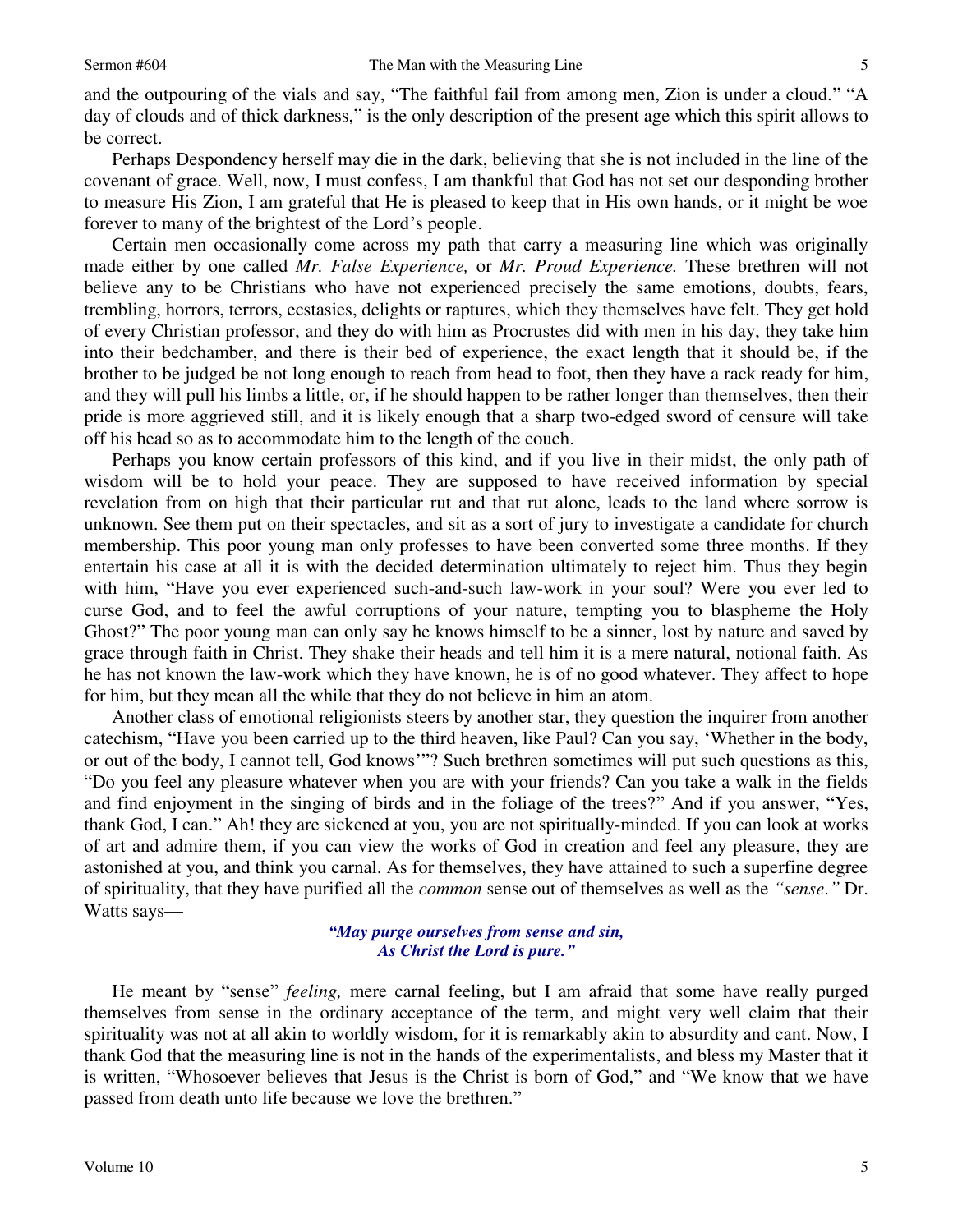and the outpouring of the vials and say, "The faithful fail from among men, Zion is under a cloud." "A day of clouds and of thick darkness," is the only description of the present age which this spirit allows to be correct.

Perhaps Despondency herself may die in the dark, believing that she is not included in the line of the covenant of grace. Well, now, I must confess, I am thankful that God has not set our desponding brother to measure His Zion, I am grateful that He is pleased to keep that in His own hands, or it might be woe forever to many of the brightest of the Lord's people.

Certain men occasionally come across my path that carry a measuring line which was originally made either by one called *Mr. False Experience,* or *Mr. Proud Experience.* These brethren will not believe any to be Christians who have not experienced precisely the same emotions, doubts, fears, trembling, horrors, terrors, ecstasies, delights or raptures, which they themselves have felt. They get hold of every Christian professor, and they do with him as Procrustes did with men in his day, they take him into their bedchamber, and there is their bed of experience, the exact length that it should be, if the brother to be judged be not long enough to reach from head to foot, then they have a rack ready for him, and they will pull his limbs a little, or, if he should happen to be rather longer than themselves, then their pride is more aggrieved still, and it is likely enough that a sharp two-edged sword of censure will take off his head so as to accommodate him to the length of the couch.

Perhaps you know certain professors of this kind, and if you live in their midst, the only path of wisdom will be to hold your peace. They are supposed to have received information by special revelation from on high that their particular rut and that rut alone, leads to the land where sorrow is unknown. See them put on their spectacles, and sit as a sort of jury to investigate a candidate for church membership. This poor young man only professes to have been converted some three months. If they entertain his case at all it is with the decided determination ultimately to reject him. Thus they begin with him, "Have you ever experienced such-and-such law-work in your soul? Were you ever led to curse God, and to feel the awful corruptions of your nature, tempting you to blaspheme the Holy Ghost?" The poor young man can only say he knows himself to be a sinner, lost by nature and saved by grace through faith in Christ. They shake their heads and tell him it is a mere natural, notional faith. As he has not known the law-work which they have known, he is of no good whatever. They affect to hope for him, but they mean all the while that they do not believe in him an atom.

Another class of emotional religionists steers by another star, they question the inquirer from another catechism, "Have you been carried up to the third heaven, like Paul? Can you say, 'Whether in the body, or out of the body, I cannot tell, God knows'"? Such brethren sometimes will put such questions as this, "Do you feel any pleasure whatever when you are with your friends? Can you take a walk in the fields and find enjoyment in the singing of birds and in the foliage of the trees?" And if you answer, "Yes, thank God, I can." Ah! they are sickened at you, you are not spiritually-minded. If you can look at works of art and admire them, if you can view the works of God in creation and feel any pleasure, they are astonished at you, and think you carnal. As for themselves, they have attained to such a superfine degree of spirituality, that they have purified all the *common* sense out of themselves as well as the *"sense."* Dr. Watts says—

> ***"May purge ourselves from sense and sin,***
> ***As Christ the Lord is pure."***

He meant by "sense" *feeling,* mere carnal feeling, but I am afraid that some have really purged themselves from sense in the ordinary acceptance of the term, and might very well claim that their spirituality was not at all akin to worldly wisdom, for it is remarkably akin to absurdity and cant. Now, I thank God that the measuring line is not in the hands of the experimentalists, and bless my Master that it is written, "Whosoever believes that Jesus is the Christ is born of God," and "We know that we have passed from death unto life because we love the brethren."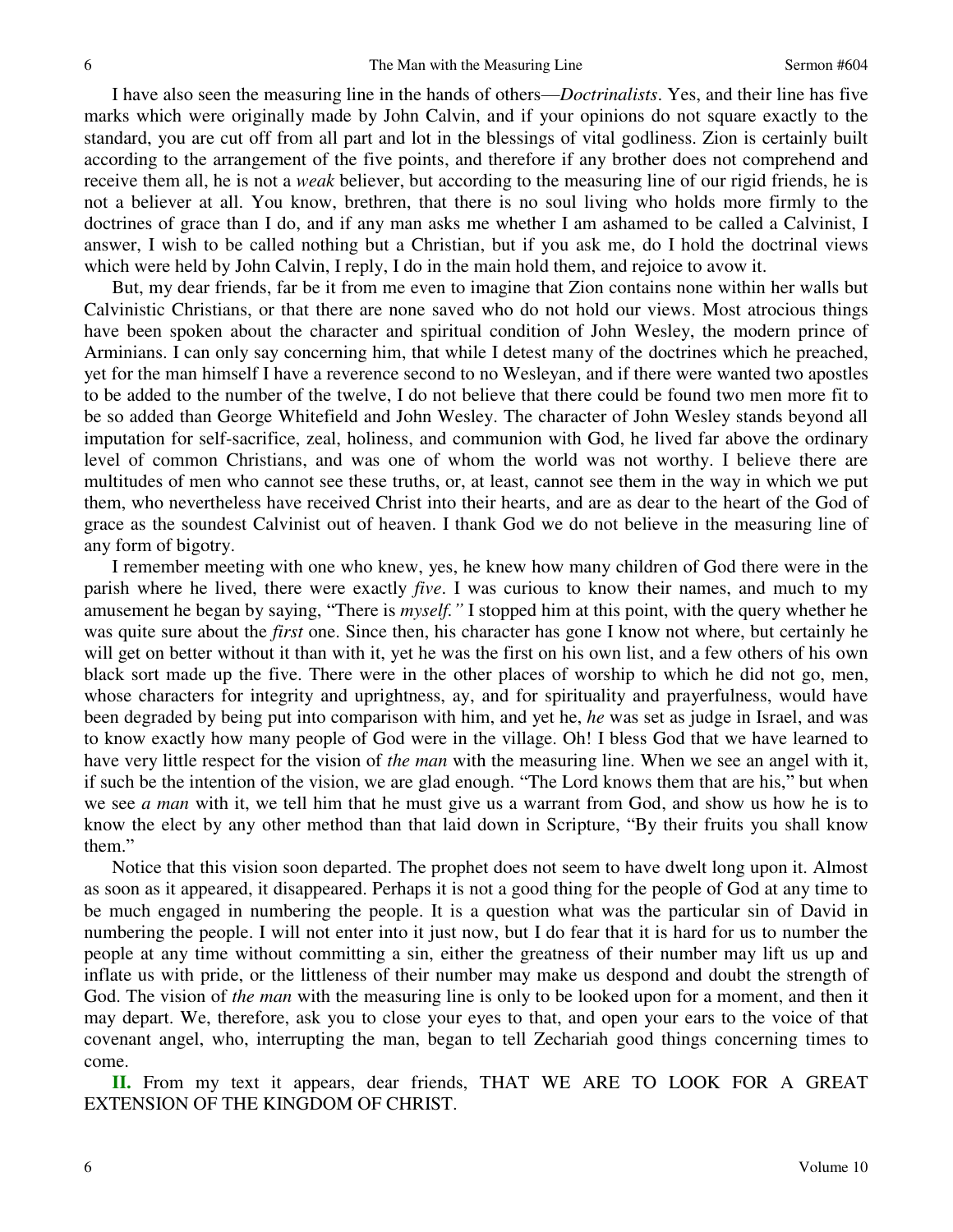I have also seen the measuring line in the hands of others—*Doctrinalists*. Yes, and their line has five marks which were originally made by John Calvin, and if your opinions do not square exactly to the standard, you are cut off from all part and lot in the blessings of vital godliness. Zion is certainly built according to the arrangement of the five points, and therefore if any brother does not comprehend and receive them all, he is not a *weak* believer, but according to the measuring line of our rigid friends, he is not a believer at all. You know, brethren, that there is no soul living who holds more firmly to the doctrines of grace than I do, and if any man asks me whether I am ashamed to be called a Calvinist, I answer, I wish to be called nothing but a Christian, but if you ask me, do I hold the doctrinal views which were held by John Calvin, I reply, I do in the main hold them, and rejoice to avow it.

But, my dear friends, far be it from me even to imagine that Zion contains none within her walls but Calvinistic Christians, or that there are none saved who do not hold our views. Most atrocious things have been spoken about the character and spiritual condition of John Wesley, the modern prince of Arminians. I can only say concerning him, that while I detest many of the doctrines which he preached, yet for the man himself I have a reverence second to no Wesleyan, and if there were wanted two apostles to be added to the number of the twelve, I do not believe that there could be found two men more fit to be so added than George Whitefield and John Wesley. The character of John Wesley stands beyond all imputation for self-sacrifice, zeal, holiness, and communion with God, he lived far above the ordinary level of common Christians, and was one of whom the world was not worthy. I believe there are multitudes of men who cannot see these truths, or, at least, cannot see them in the way in which we put them, who nevertheless have received Christ into their hearts, and are as dear to the heart of the God of grace as the soundest Calvinist out of heaven. I thank God we do not believe in the measuring line of any form of bigotry.

I remember meeting with one who knew, yes, he knew how many children of God there were in the parish where he lived, there were exactly *five*. I was curious to know their names, and much to my amusement he began by saying, "There is *myself."* I stopped him at this point, with the query whether he was quite sure about the *first* one. Since then, his character has gone I know not where, but certainly he will get on better without it than with it, yet he was the first on his own list, and a few others of his own black sort made up the five. There were in the other places of worship to which he did not go, men, whose characters for integrity and uprightness, ay, and for spirituality and prayerfulness, would have been degraded by being put into comparison with him, and yet he, *he* was set as judge in Israel, and was to know exactly how many people of God were in the village. Oh! I bless God that we have learned to have very little respect for the vision of *the man* with the measuring line. When we see an angel with it, if such be the intention of the vision, we are glad enough. "The Lord knows them that are his," but when we see *a man* with it, we tell him that he must give us a warrant from God, and show us how he is to know the elect by any other method than that laid down in Scripture, "By their fruits you shall know them."

Notice that this vision soon departed. The prophet does not seem to have dwelt long upon it. Almost as soon as it appeared, it disappeared. Perhaps it is not a good thing for the people of God at any time to be much engaged in numbering the people. It is a question what was the particular sin of David in numbering the people. I will not enter into it just now, but I do fear that it is hard for us to number the people at any time without committing a sin, either the greatness of their number may lift us up and inflate us with pride, or the littleness of their number may make us despond and doubt the strength of God. The vision of *the man* with the measuring line is only to be looked upon for a moment, and then it may depart. We, therefore, ask you to close your eyes to that, and open your ears to the voice of that covenant angel, who, interrupting the man, began to tell Zechariah good things concerning times to come.

**II.** From my text it appears, dear friends, THAT WE ARE TO LOOK FOR A GREAT EXTENSION OF THE KINGDOM OF CHRIST.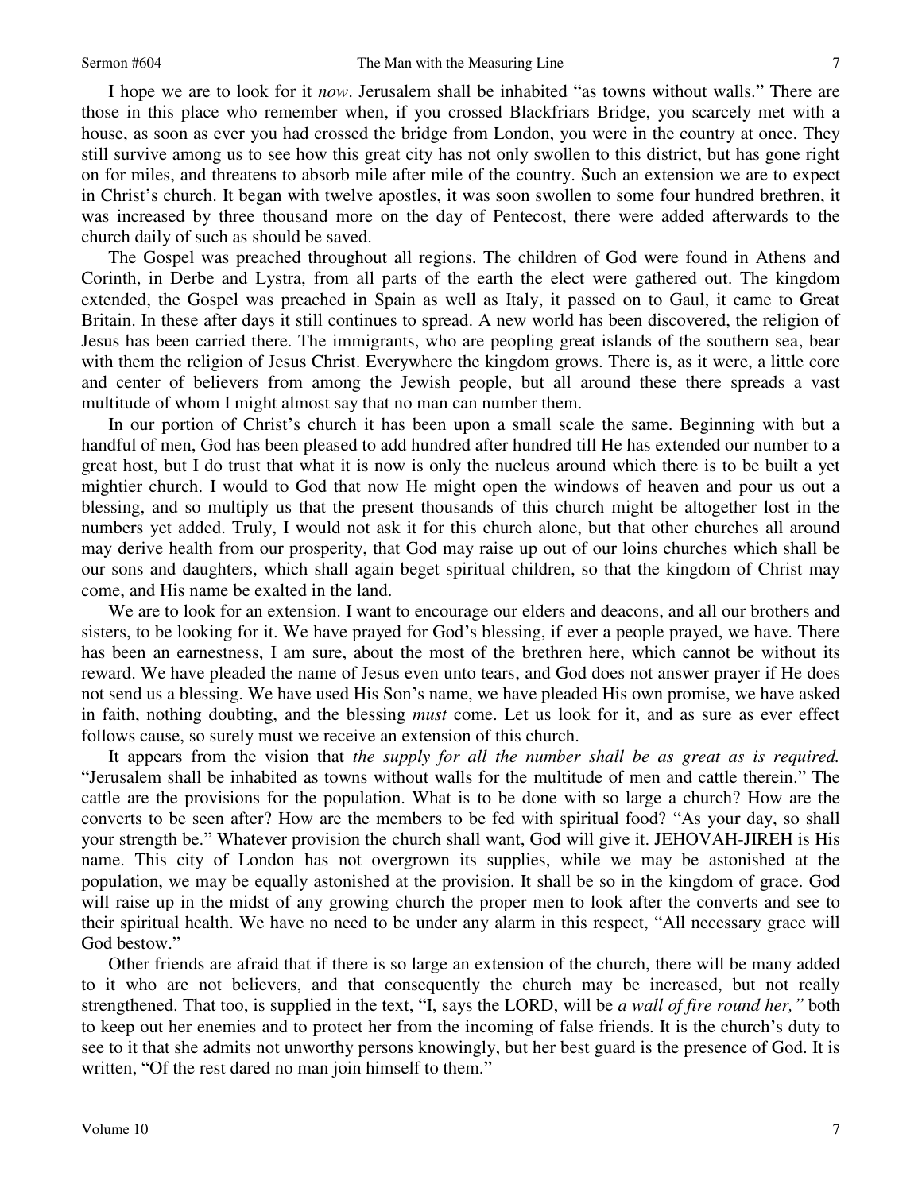I hope we are to look for it *now*. Jerusalem shall be inhabited "as towns without walls." There are those in this place who remember when, if you crossed Blackfriars Bridge, you scarcely met with a house, as soon as ever you had crossed the bridge from London, you were in the country at once. They still survive among us to see how this great city has not only swollen to this district, but has gone right on for miles, and threatens to absorb mile after mile of the country. Such an extension we are to expect in Christ's church. It began with twelve apostles, it was soon swollen to some four hundred brethren, it was increased by three thousand more on the day of Pentecost, there were added afterwards to the church daily of such as should be saved.

The Gospel was preached throughout all regions. The children of God were found in Athens and Corinth, in Derbe and Lystra, from all parts of the earth the elect were gathered out. The kingdom extended, the Gospel was preached in Spain as well as Italy, it passed on to Gaul, it came to Great Britain. In these after days it still continues to spread. A new world has been discovered, the religion of Jesus has been carried there. The immigrants, who are peopling great islands of the southern sea, bear with them the religion of Jesus Christ. Everywhere the kingdom grows. There is, as it were, a little core and center of believers from among the Jewish people, but all around these there spreads a vast multitude of whom I might almost say that no man can number them.

In our portion of Christ's church it has been upon a small scale the same. Beginning with but a handful of men, God has been pleased to add hundred after hundred till He has extended our number to a great host, but I do trust that what it is now is only the nucleus around which there is to be built a yet mightier church. I would to God that now He might open the windows of heaven and pour us out a blessing, and so multiply us that the present thousands of this church might be altogether lost in the numbers yet added. Truly, I would not ask it for this church alone, but that other churches all around may derive health from our prosperity, that God may raise up out of our loins churches which shall be our sons and daughters, which shall again beget spiritual children, so that the kingdom of Christ may come, and His name be exalted in the land.

We are to look for an extension. I want to encourage our elders and deacons, and all our brothers and sisters, to be looking for it. We have prayed for God's blessing, if ever a people prayed, we have. There has been an earnestness, I am sure, about the most of the brethren here, which cannot be without its reward. We have pleaded the name of Jesus even unto tears, and God does not answer prayer if He does not send us a blessing. We have used His Son's name, we have pleaded His own promise, we have asked in faith, nothing doubting, and the blessing *must* come. Let us look for it, and as sure as ever effect follows cause, so surely must we receive an extension of this church.

It appears from the vision that *the supply for all the number shall be as great as is required.* "Jerusalem shall be inhabited as towns without walls for the multitude of men and cattle therein." The cattle are the provisions for the population. What is to be done with so large a church? How are the converts to be seen after? How are the members to be fed with spiritual food? "As your day, so shall your strength be." Whatever provision the church shall want, God will give it. JEHOVAH-JIREH is His name. This city of London has not overgrown its supplies, while we may be astonished at the population, we may be equally astonished at the provision. It shall be so in the kingdom of grace. God will raise up in the midst of any growing church the proper men to look after the converts and see to their spiritual health. We have no need to be under any alarm in this respect, "All necessary grace will God bestow."

Other friends are afraid that if there is so large an extension of the church, there will be many added to it who are not believers, and that consequently the church may be increased, but not really strengthened. That too, is supplied in the text, "I, says the LORD, will be *a wall of fire round her,"* both to keep out her enemies and to protect her from the incoming of false friends. It is the church's duty to see to it that she admits not unworthy persons knowingly, but her best guard is the presence of God. It is written, "Of the rest dared no man join himself to them."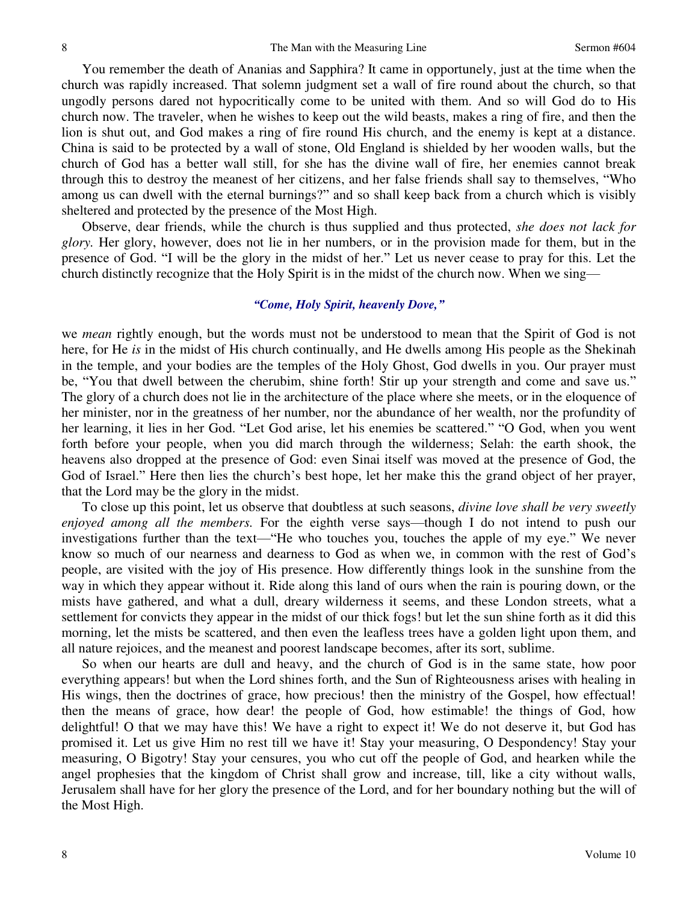You remember the death of Ananias and Sapphira? It came in opportunely, just at the time when the church was rapidly increased. That solemn judgment set a wall of fire round about the church, so that ungodly persons dared not hypocritically come to be united with them. And so will God do to His church now. The traveler, when he wishes to keep out the wild beasts, makes a ring of fire, and then the lion is shut out, and God makes a ring of fire round His church, and the enemy is kept at a distance. China is said to be protected by a wall of stone, Old England is shielded by her wooden walls, but the church of God has a better wall still, for she has the divine wall of fire, her enemies cannot break through this to destroy the meanest of her citizens, and her false friends shall say to themselves, "Who among us can dwell with the eternal burnings?" and so shall keep back from a church which is visibly sheltered and protected by the presence of the Most High.

Observe, dear friends, while the church is thus supplied and thus protected, *she does not lack for glory.* Her glory, however, does not lie in her numbers, or in the provision made for them, but in the presence of God. "I will be the glory in the midst of her." Let us never cease to pray for this. Let the church distinctly recognize that the Holy Spirit is in the midst of the church now. When we sing—

***"Come, Holy Spirit, heavenly Dove,"***

we *mean* rightly enough, but the words must not be understood to mean that the Spirit of God is not here, for He *is* in the midst of His church continually, and He dwells among His people as the Shekinah in the temple, and your bodies are the temples of the Holy Ghost, God dwells in you. Our prayer must be, "You that dwell between the cherubim, shine forth! Stir up your strength and come and save us." The glory of a church does not lie in the architecture of the place where she meets, or in the eloquence of her minister, nor in the greatness of her number, nor the abundance of her wealth, nor the profundity of her learning, it lies in her God. "Let God arise, let his enemies be scattered." "O God, when you went forth before your people, when you did march through the wilderness; Selah: the earth shook, the heavens also dropped at the presence of God: even Sinai itself was moved at the presence of God, the God of Israel." Here then lies the church's best hope, let her make this the grand object of her prayer, that the Lord may be the glory in the midst.

To close up this point, let us observe that doubtless at such seasons, *divine love shall be very sweetly enjoyed among all the members.* For the eighth verse says—though I do not intend to push our investigations further than the text—"He who touches you, touches the apple of my eye." We never know so much of our nearness and dearness to God as when we, in common with the rest of God's people, are visited with the joy of His presence. How differently things look in the sunshine from the way in which they appear without it. Ride along this land of ours when the rain is pouring down, or the mists have gathered, and what a dull, dreary wilderness it seems, and these London streets, what a settlement for convicts they appear in the midst of our thick fogs! but let the sun shine forth as it did this morning, let the mists be scattered, and then even the leafless trees have a golden light upon them, and all nature rejoices, and the meanest and poorest landscape becomes, after its sort, sublime.

So when our hearts are dull and heavy, and the church of God is in the same state, how poor everything appears! but when the Lord shines forth, and the Sun of Righteousness arises with healing in His wings, then the doctrines of grace, how precious! then the ministry of the Gospel, how effectual! then the means of grace, how dear! the people of God, how estimable! the things of God, how delightful! O that we may have this! We have a right to expect it! We do not deserve it, but God has promised it. Let us give Him no rest till we have it! Stay your measuring, O Despondency! Stay your measuring, O Bigotry! Stay your censures, you who cut off the people of God, and hearken while the angel prophesies that the kingdom of Christ shall grow and increase, till, like a city without walls, Jerusalem shall have for her glory the presence of the Lord, and for her boundary nothing but the will of the Most High.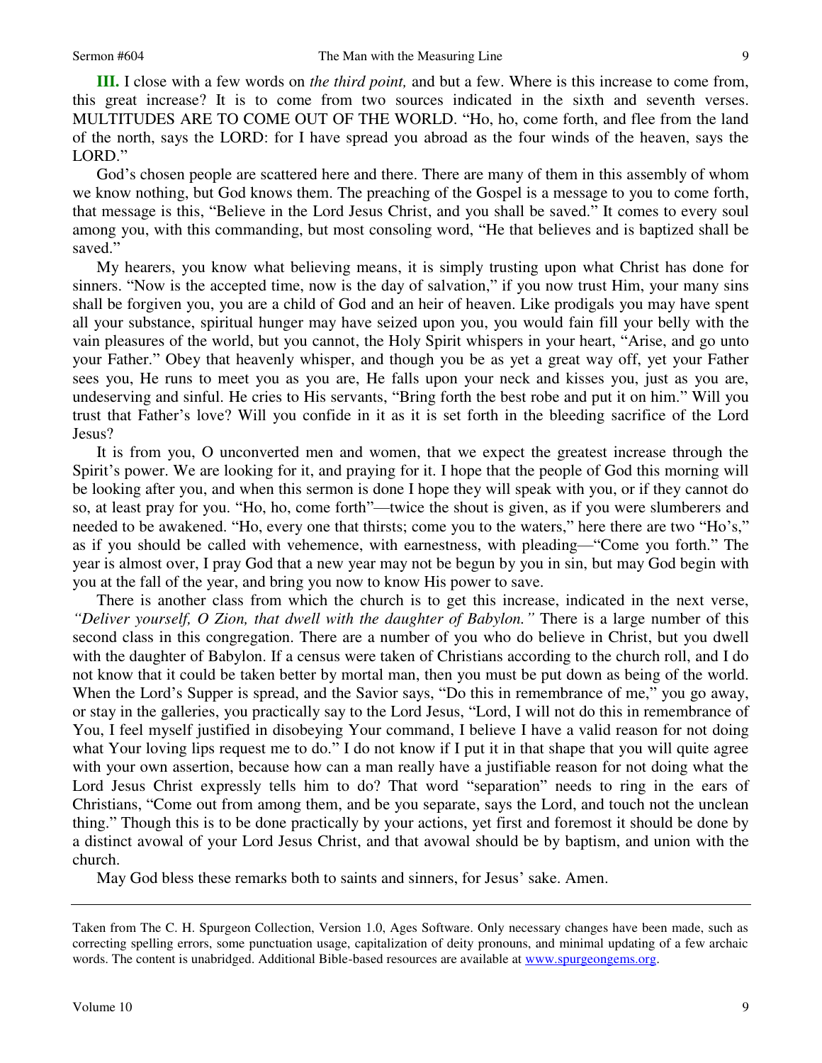**III.** I close with a few words on *the third point,* and but a few. Where is this increase to come from, this great increase? It is to come from two sources indicated in the sixth and seventh verses. MULTITUDES ARE TO COME OUT OF THE WORLD. "Ho, ho, come forth, and flee from the land of the north, says the LORD: for I have spread you abroad as the four winds of the heaven, says the LORD."

God's chosen people are scattered here and there. There are many of them in this assembly of whom we know nothing, but God knows them. The preaching of the Gospel is a message to you to come forth, that message is this, "Believe in the Lord Jesus Christ, and you shall be saved." It comes to every soul among you, with this commanding, but most consoling word, "He that believes and is baptized shall be saved."

My hearers, you know what believing means, it is simply trusting upon what Christ has done for sinners. "Now is the accepted time, now is the day of salvation," if you now trust Him, your many sins shall be forgiven you, you are a child of God and an heir of heaven. Like prodigals you may have spent all your substance, spiritual hunger may have seized upon you, you would fain fill your belly with the vain pleasures of the world, but you cannot, the Holy Spirit whispers in your heart, "Arise, and go unto your Father." Obey that heavenly whisper, and though you be as yet a great way off, yet your Father sees you, He runs to meet you as you are, He falls upon your neck and kisses you, just as you are, undeserving and sinful. He cries to His servants, "Bring forth the best robe and put it on him." Will you trust that Father's love? Will you confide in it as it is set forth in the bleeding sacrifice of the Lord Jesus?

It is from you, O unconverted men and women, that we expect the greatest increase through the Spirit's power. We are looking for it, and praying for it. I hope that the people of God this morning will be looking after you, and when this sermon is done I hope they will speak with you, or if they cannot do so, at least pray for you. "Ho, ho, come forth"—twice the shout is given, as if you were slumberers and needed to be awakened. "Ho, every one that thirsts; come you to the waters," here there are two "Ho's," as if you should be called with vehemence, with earnestness, with pleading—"Come you forth." The year is almost over, I pray God that a new year may not be begun by you in sin, but may God begin with you at the fall of the year, and bring you now to know His power to save.

There is another class from which the church is to get this increase, indicated in the next verse, *"Deliver yourself, O Zion, that dwell with the daughter of Babylon."* There is a large number of this second class in this congregation. There are a number of you who do believe in Christ, but you dwell with the daughter of Babylon. If a census were taken of Christians according to the church roll, and I do not know that it could be taken better by mortal man, then you must be put down as being of the world. When the Lord's Supper is spread, and the Savior says, "Do this in remembrance of me," you go away, or stay in the galleries, you practically say to the Lord Jesus, "Lord, I will not do this in remembrance of You, I feel myself justified in disobeying Your command, I believe I have a valid reason for not doing what Your loving lips request me to do." I do not know if I put it in that shape that you will quite agree with your own assertion, because how can a man really have a justifiable reason for not doing what the Lord Jesus Christ expressly tells him to do? That word "separation" needs to ring in the ears of Christians, "Come out from among them, and be you separate, says the Lord, and touch not the unclean thing." Though this is to be done practically by your actions, yet first and foremost it should be done by a distinct avowal of your Lord Jesus Christ, and that avowal should be by baptism, and union with the church.

May God bless these remarks both to saints and sinners, for Jesus' sake. Amen.

---

Taken from The C. H. Spurgeon Collection, Version 1.0, Ages Software. Only necessary changes have been made, such as correcting spelling errors, some punctuation usage, capitalization of deity pronouns, and minimal updating of a few archaic words. The content is unabridged. Additional Bible-based resources are available at www.spurgeongems.org.